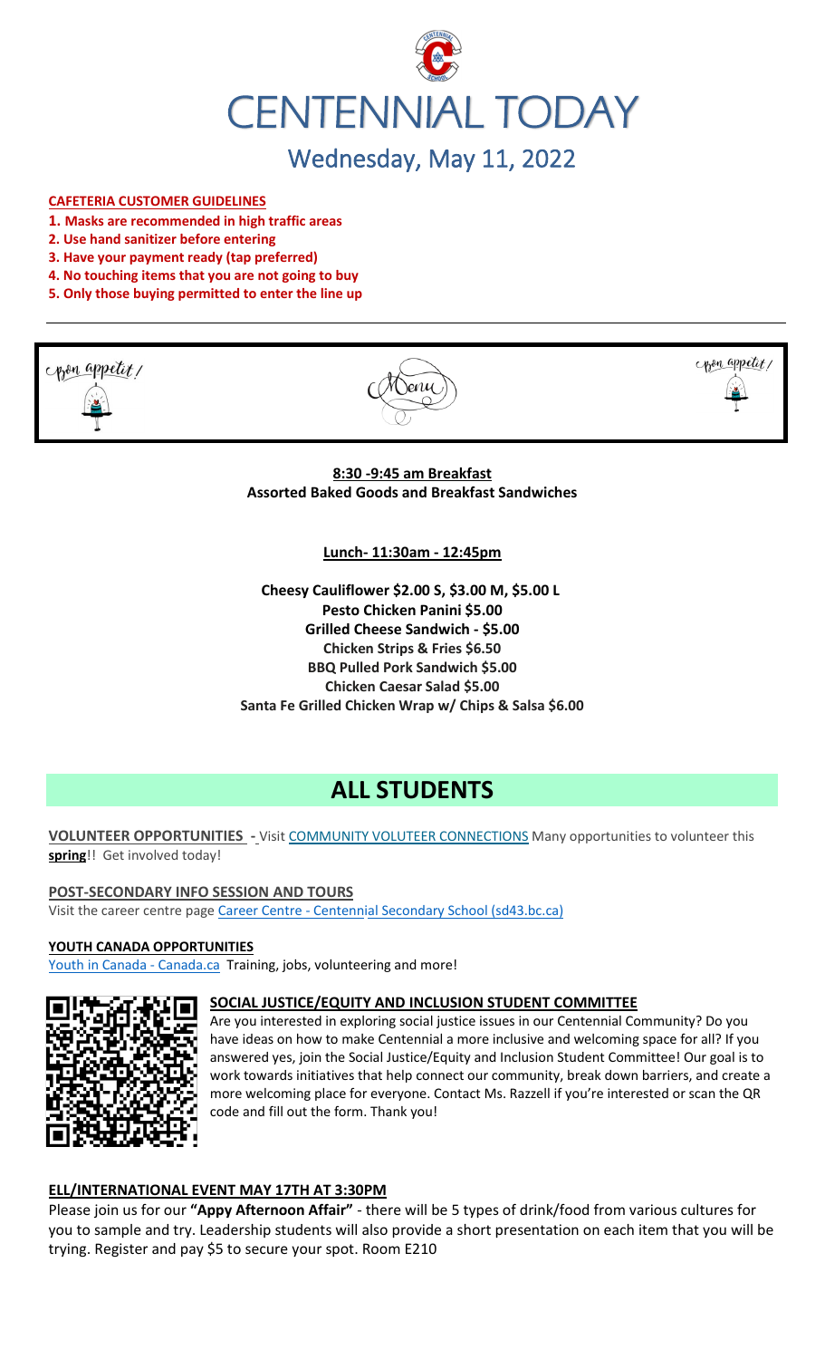# CENTENNIAL TODAY

## Wednesday, May 11, 2022

**CAFETERIA CUSTOMER GUIDELINES**

1. **Masks are recommended in high traffic areas**
2. **Use hand sanitizer before entering**
3. **Have your payment ready (tap preferred)**
4. **No touching items that you are not going to buy**
5. **Only those buying permitted to enter the line up**

Bon appetit! Menu Bon appetit!

**8:30 -9:45 am Breakfast**
**Assorted Baked Goods and Breakfast Sandwiches**

**Lunch- 11:30am - 12:45pm**

**Cheesy Cauliflower $2.00 S, $3.00 M, $5.00 L**
**Pesto Chicken Panini $5.00**
**Grilled Cheese Sandwich - $5.00**
**Chicken Strips & Fries $6.50**
**BBQ Pulled Pork Sandwich $5.00**
**Chicken Caesar Salad $5.00**
**Santa Fe Grilled Chicken Wrap w/ Chips & Salsa $6.00**

# ALL STUDENTS

**VOLUNTEER OPPORTUNITIES** - Visit COMMUNITY VOLUTEER CONNECTIONS Many opportunities to volunteer this **spring**!! Get involved today!

**POST-SECONDARY INFO SESSION AND TOURS**
Visit the career centre page Career Centre - Centennial Secondary School (sd43.bc.ca)

**YOUTH CANADA OPPORTUNITIES**
Youth in Canada - Canada.ca Training, jobs, volunteering and more!

**SOCIAL JUSTICE/EQUITY AND INCLUSION STUDENT COMMITTEE**

Are you interested in exploring social justice issues in our Centennial Community? Do you have ideas on how to make Centennial a more inclusive and welcoming space for all? If you answered yes, join the Social Justice/Equity and Inclusion Student Committee! Our goal is to work towards initiatives that help connect our community, break down barriers, and create a more welcoming place for everyone. Contact Ms. Razzell if you're interested or scan the QR code and fill out the form. Thank you!

**ELL/INTERNATIONAL EVENT MAY 17TH AT 3:30PM**

Please join us for our **"Appy Afternoon Affair"** - there will be 5 types of drink/food from various cultures for you to sample and try. Leadership students will also provide a short presentation on each item that you will be trying. Register and pay $5 to secure your spot. Room E210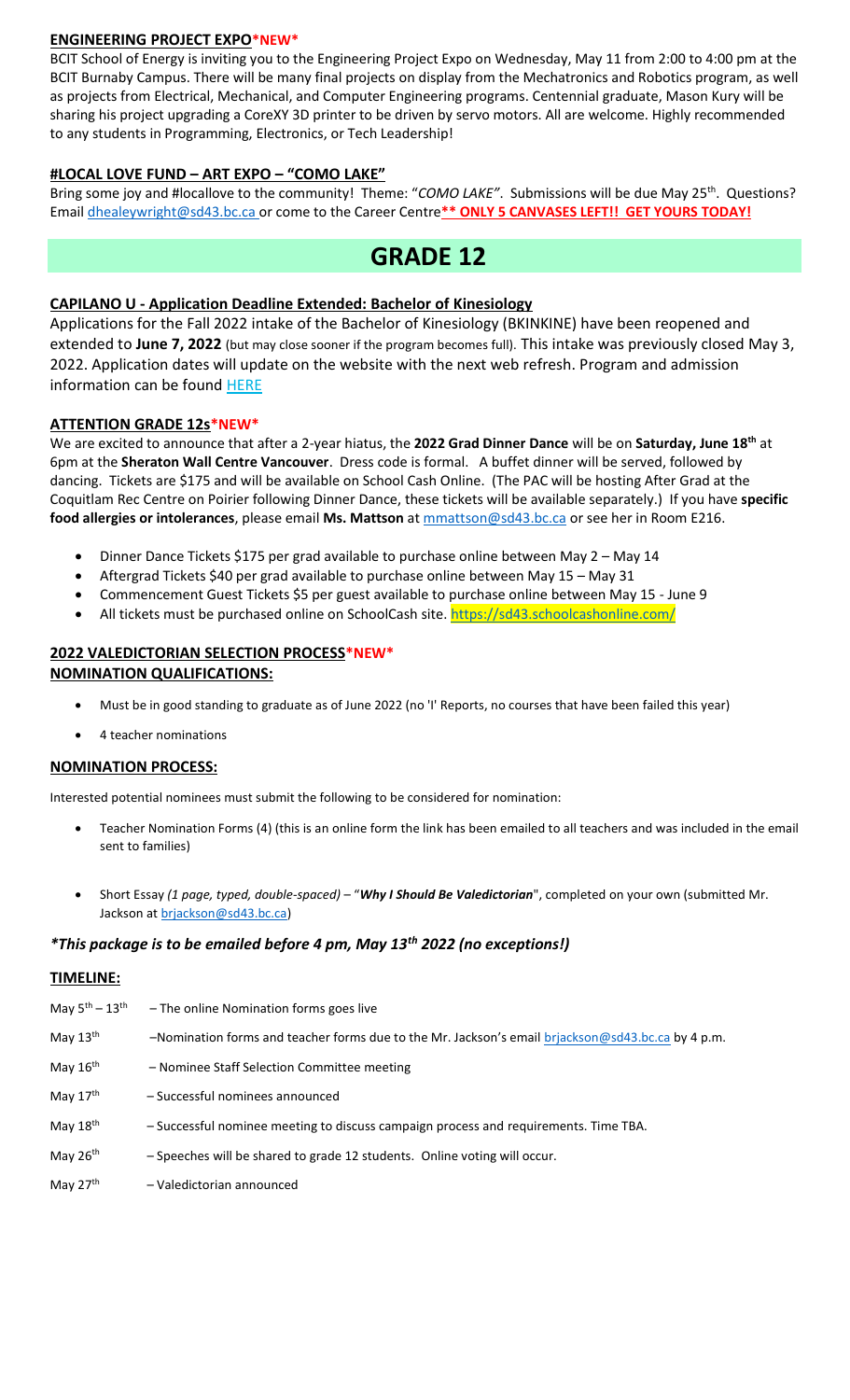## **ENGINEERING PROJECT EXPO*NEW***

BCIT School of Energy is inviting you to the Engineering Project Expo on Wednesday, May 11 from 2:00 to 4:00 pm at the BCIT Burnaby Campus. There will be many final projects on display from the Mechatronics and Robotics program, as well as projects from Electrical, Mechanical, and Computer Engineering programs. Centennial graduate, Mason Kury will be sharing his project upgrading a CoreXY 3D printer to be driven by servo motors. All are welcome. Highly recommended to any students in Programming, Electronics, or Tech Leadership!

## **#LOCAL LOVE FUND – ART EXPO – "COMO LAKE"**

Bring some joy and #locallove to the community! Theme: "*COMO LAKE"*. Submissions will be due May 25th. Questions? Email dhealeywright@sd43.bc.ca or come to the Career Centre**** ONLY 5 CANVASES LEFT!! GET YOURS TODAY!**

# GRADE 12

## **CAPILANO U - Application Deadline Extended: Bachelor of Kinesiology**

Applications for the Fall 2022 intake of the Bachelor of Kinesiology (BKINKINE) have been reopened and extended to **June 7, 2022** (but may close sooner if the program becomes full). This intake was previously closed May 3, 2022. Application dates will update on the website with the next web refresh. Program and admission information can be found HERE

## **ATTENTION GRADE 12s*NEW***

We are excited to announce that after a 2-year hiatus, the **2022 Grad Dinner Dance** will be on **Saturday, June 18th** at 6pm at the **Sheraton Wall Centre Vancouver**. Dress code is formal. A buffet dinner will be served, followed by dancing. Tickets are $175 and will be available on School Cash Online. (The PAC will be hosting After Grad at the Coquitlam Rec Centre on Poirier following Dinner Dance, these tickets will be available separately.) If you have **specific food allergies or intolerances**, please email **Ms. Mattson** at mmattson@sd43.bc.ca or see her in Room E216.

- Dinner Dance Tickets $175 per grad available to purchase online between May 2 – May 14
- Aftergrad Tickets $40 per grad available to purchase online between May 15 – May 31
- Commencement Guest Tickets $5 per guest available to purchase online between May 15 - June 9
- All tickets must be purchased online on SchoolCash site. https://sd43.schoolcashonline.com/

## **2022 VALEDICTORIAN SELECTION PROCESS*NEW***

### **NOMINATION QUALIFICATIONS:**

- Must be in good standing to graduate as of June 2022 (no 'I' Reports, no courses that have been failed this year)
- 4 teacher nominations

### **NOMINATION PROCESS:**

Interested potential nominees must submit the following to be considered for nomination:

- Teacher Nomination Forms (4) (this is an online form the link has been emailed to all teachers and was included in the email sent to families)
- Short Essay *(1 page, typed, double-spaced)* – "***Why I Should Be Valedictorian***", completed on your own (submitted Mr. Jackson at brjackson@sd43.bc.ca)

### ***\*This package is to be emailed before 4 pm, May 13th 2022 (no exceptions!)***

### **TIMELINE:**

| | |
|---|---|
| May 5th – 13th | – The online Nomination forms goes live |
| May 13th | –Nomination forms and teacher forms due to the Mr. Jackson's email brjackson@sd43.bc.ca by 4 p.m. |
| May 16th | – Nominee Staff Selection Committee meeting |
| May 17th | – Successful nominees announced |
| May 18th | – Successful nominee meeting to discuss campaign process and requirements. Time TBA. |
| May 26th | – Speeches will be shared to grade 12 students. Online voting will occur. |
| May 27th | – Valedictorian announced |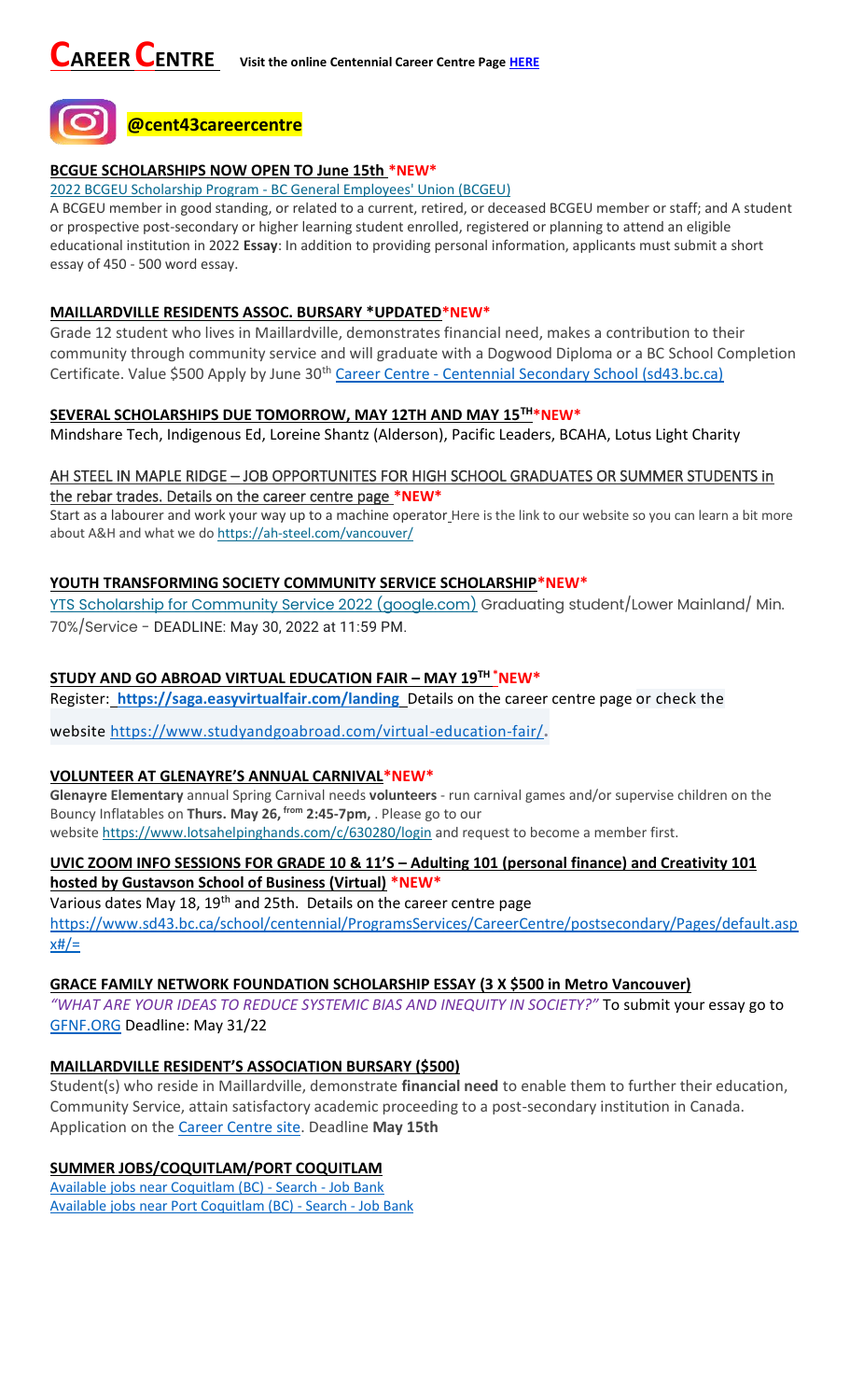# CAREER CENTRE

**Visit the online Centennial Career Centre Page [HERE](#)**

**@cent43careercentre**

### BCGUE SCHOLARSHIPS NOW OPEN TO June 15th *NEW*

2022 BCGEU Scholarship Program - BC General Employees' Union (BCGEU)

A BCGEU member in good standing, or related to a current, retired, or deceased BCGEU member or staff; and A student or prospective post-secondary or higher learning student enrolled, registered or planning to attend an eligible educational institution in 2022 **Essay**: In addition to providing personal information, applicants must submit a short essay of 450 - 500 word essay.

### MAILLARDVILLE RESIDENTS ASSOC. BURSARY *UPDATED*NEW*

Grade 12 student who lives in Maillardville, demonstrates financial need, makes a contribution to their community through community service and will graduate with a Dogwood Diploma or a BC School Completion Certificate. Value $500 Apply by June 30th Career Centre - Centennial Secondary School (sd43.bc.ca)

### SEVERAL SCHOLARSHIPS DUE TOMORROW, MAY 12TH AND MAY 15TH*NEW*

Mindshare Tech, Indigenous Ed, Loreine Shantz (Alderson), Pacific Leaders, BCAHA, Lotus Light Charity

### AH STEEL IN MAPLE RIDGE – JOB OPPORTUNITES FOR HIGH SCHOOL GRADUATES OR SUMMER STUDENTS in the rebar trades. Details on the career centre page *NEW*

Start as a labourer and work your way up to a machine operator Here is the link to our website so you can learn a bit more about A&H and what we do https://ah-steel.com/vancouver/

### YOUTH TRANSFORMING SOCIETY COMMUNITY SERVICE SCHOLARSHIP*NEW*

YTS Scholarship for Community Service 2022 (google.com) Graduating student/Lower Mainland/ Min. 70%/Service - DEADLINE: May 30, 2022 at 11:59 PM.

### STUDY AND GO ABROAD VIRTUAL EDUCATION FAIR – MAY 19TH *NEW*

Register: **https://saga.easyvirtualfair.com/landing** Details on the career centre page or check the website https://www.studyandgoabroad.com/virtual-education-fair/.

### VOLUNTEER AT GLENAYRE'S ANNUAL CARNIVAL*NEW*

**Glenayre Elementary** annual Spring Carnival needs **volunteers** - run carnival games and/or supervise children on the Bouncy Inflatables on **Thurs. May 26, from 2:45-7pm,** . Please go to our website https://www.lotsahelpinghands.com/c/630280/login and request to become a member first.

### UVIC ZOOM INFO SESSIONS FOR GRADE 10 & 11'S – Adulting 101 (personal finance) and Creativity 101 hosted by Gustavson School of Business (Virtual) *NEW*

Various dates May 18, 19th and 25th. Details on the career centre page https://www.sd43.bc.ca/school/centennial/ProgramsServices/CareerCentre/postsecondary/Pages/default.aspx#/=

### GRACE FAMILY NETWORK FOUNDATION SCHOLARSHIP ESSAY (3 X $500 in Metro Vancouver)

*"WHAT ARE YOUR IDEAS TO REDUCE SYSTEMIC BIAS AND INEQUITY IN SOCIETY?"* To submit your essay go to GFNF.ORG Deadline: May 31/22

### MAILLARDVILLE RESIDENT'S ASSOCIATION BURSARY ($500)

Student(s) who reside in Maillardville, demonstrate **financial need** to enable them to further their education, Community Service, attain satisfactory academic proceeding to a post-secondary institution in Canada. Application on the Career Centre site. Deadline **May 15th**

### SUMMER JOBS/COQUITLAM/PORT COQUITLAM

Available jobs near Coquitlam (BC) - Search - Job Bank

Available jobs near Port Coquitlam (BC) - Search - Job Bank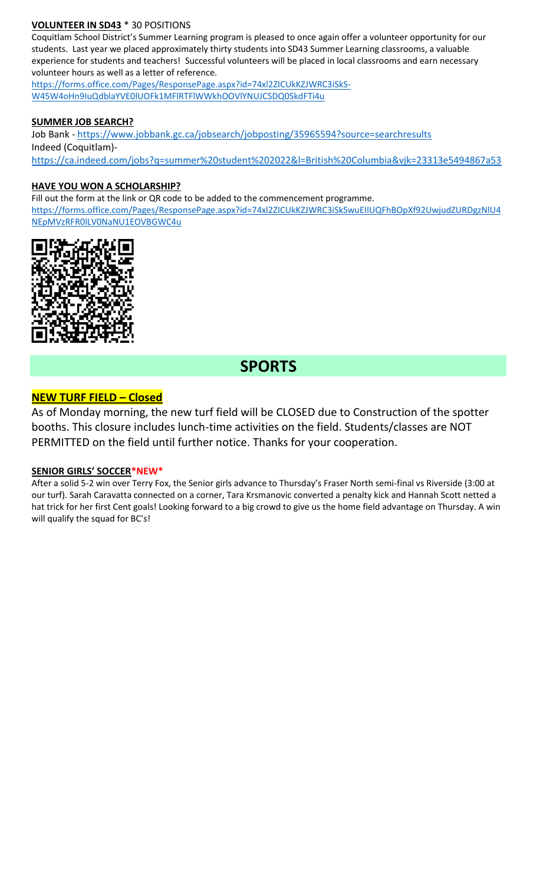**VOLUNTEER IN SD43** * 30 POSITIONS

Coquitlam School District's Summer Learning program is pleased to once again offer a volunteer opportunity for our students. Last year we placed approximately thirty students into SD43 Summer Learning classrooms, a valuable experience for students and teachers! Successful volunteers will be placed in local classrooms and earn necessary volunteer hours as well as a letter of reference.

https://forms.office.com/Pages/ResponsePage.aspx?id=74xl2ZICUkKZJWRC3iSkS-W45W4oHn9IuQdblaYVE0lUOFk1MFlRTFlWWkhOOVlYNUJCSDQ0SkdFTi4u

**SUMMER JOB SEARCH?**

Job Bank - https://www.jobbank.gc.ca/jobsearch/jobposting/35965594?source=searchresults

Indeed (Coquitlam)-
https://ca.indeed.com/jobs?q=summer%20student%202022&l=British%20Columbia&vjk=23313e5494867a53

**HAVE YOU WON A SCHOLARSHIP?**

Fill out the form at the link or QR code to be added to the commencement programme.
https://forms.office.com/Pages/ResponsePage.aspx?id=74xl2ZICUkKZJWRC3iSkSwuEIlUQFhBOpXf92UwjudZURDgzNlU4NEpMVzRFR0lLV0NaNU1EOVBGWC4u

# SPORTS

**NEW TURF FIELD – Closed**

As of Monday morning, the new turf field will be CLOSED due to Construction of the spotter booths. This closure includes lunch-time activities on the field. Students/classes are NOT PERMITTED on the field until further notice. Thanks for your cooperation.

**SENIOR GIRLS' SOCCER*NEW***

After a solid 5-2 win over Terry Fox, the Senior girls advance to Thursday's Fraser North semi-final vs Riverside (3:00 at our turf). Sarah Caravatta connected on a corner, Tara Krsmanovic converted a penalty kick and Hannah Scott netted a hat trick for her first Cent goals! Looking forward to a big crowd to give us the home field advantage on Thursday. A win will qualify the squad for BC's!